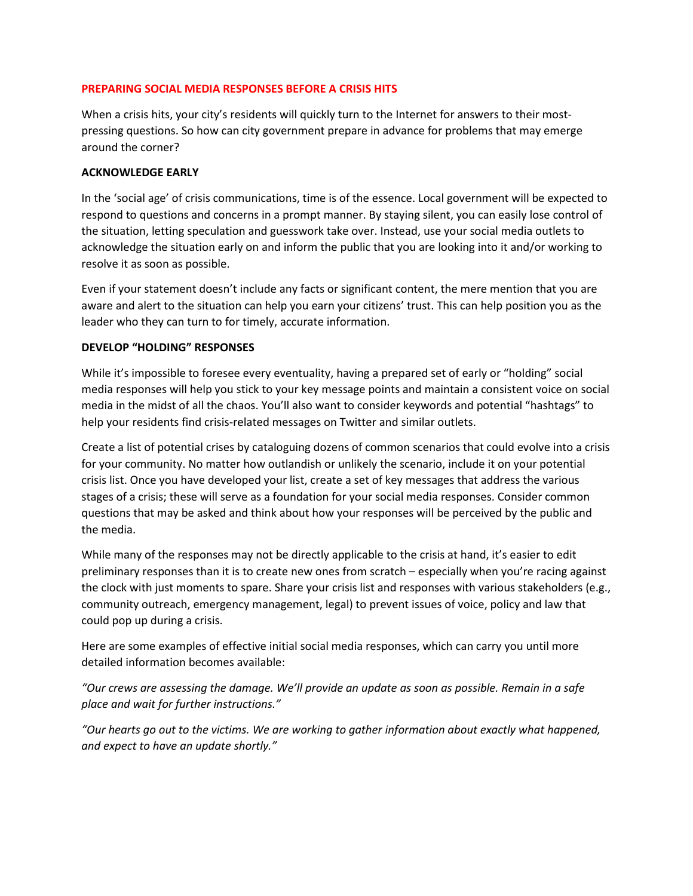## PREPARING SOCIAL MEDIA RESPONSES BEFORE A CRISIS HITS

When a crisis hits, your city's residents will quickly turn to the Internet for answers to their most-pressing questions. So how can city government prepare in advance for problems that may emerge around the corner?

### ACKNOWLEDGE EARLY

In the 'social age' of crisis communications, time is of the essence. Local government will be expected to respond to questions and concerns in a prompt manner. By staying silent, you can easily lose control of the situation, letting speculation and guesswork take over. Instead, use your social media outlets to acknowledge the situation early on and inform the public that you are looking into it and/or working to resolve it as soon as possible.

Even if your statement doesn't include any facts or significant content, the mere mention that you are aware and alert to the situation can help you earn your citizens' trust. This can help position you as the leader who they can turn to for timely, accurate information.

### DEVELOP "HOLDING" RESPONSES

While it's impossible to foresee every eventuality, having a prepared set of early or "holding" social media responses will help you stick to your key message points and maintain a consistent voice on social media in the midst of all the chaos. You'll also want to consider keywords and potential "hashtags" to help your residents find crisis-related messages on Twitter and similar outlets.

Create a list of potential crises by cataloguing dozens of common scenarios that could evolve into a crisis for your community. No matter how outlandish or unlikely the scenario, include it on your potential crisis list. Once you have developed your list, create a set of key messages that address the various stages of a crisis; these will serve as a foundation for your social media responses. Consider common questions that may be asked and think about how your responses will be perceived by the public and the media.

While many of the responses may not be directly applicable to the crisis at hand, it's easier to edit preliminary responses than it is to create new ones from scratch – especially when you're racing against the clock with just moments to spare. Share your crisis list and responses with various stakeholders (e.g., community outreach, emergency management, legal) to prevent issues of voice, policy and law that could pop up during a crisis.

Here are some examples of effective initial social media responses, which can carry you until more detailed information becomes available:

*"Our crews are assessing the damage. We'll provide an update as soon as possible. Remain in a safe place and wait for further instructions."*

*"Our hearts go out to the victims. We are working to gather information about exactly what happened, and expect to have an update shortly."*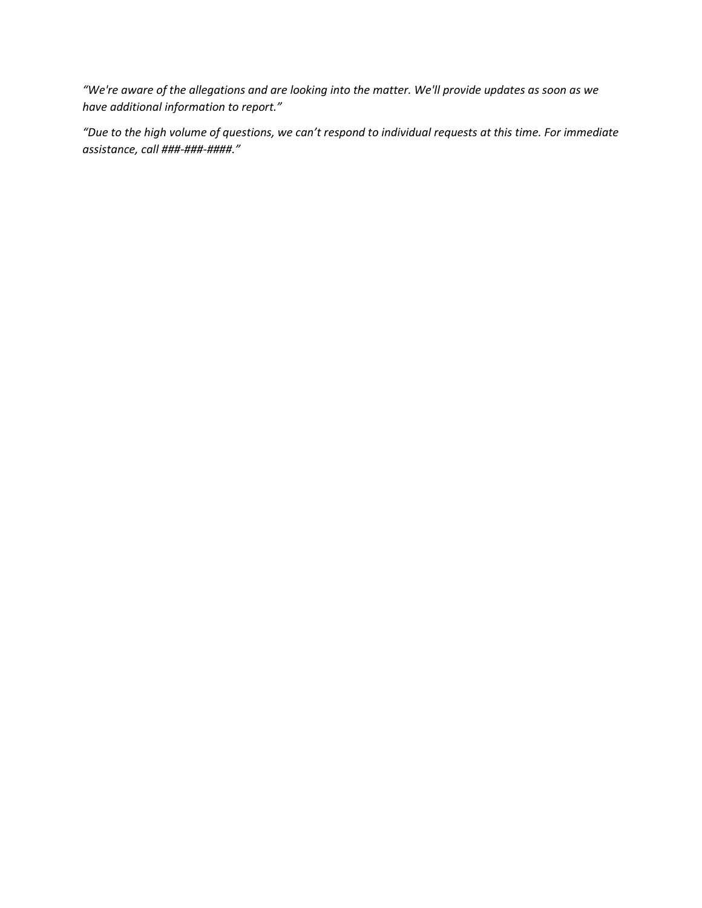*“We're aware of the allegations and are looking into the matter. We'll provide updates as soon as we have additional information to report.”*

*“Due to the high volume of questions, we can’t respond to individual requests at this time. For immediate assistance, call ###-###-####.”*